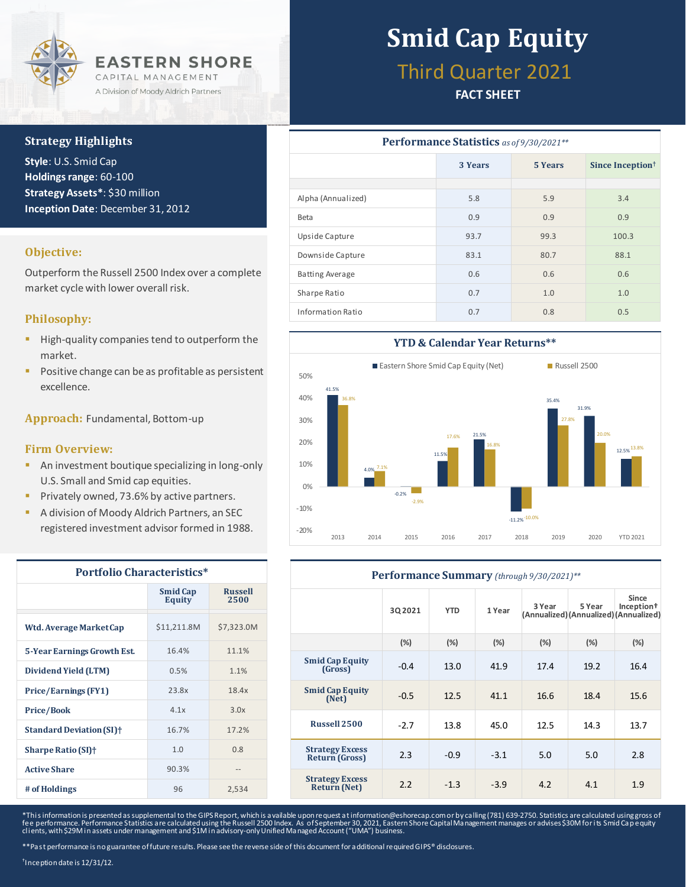EASTERN SHORE
CAPITAL MANAGEMENT
A Division of Moody Aldrich Partners

# Smid Cap Equity

## Third Quarter 2021

**FACT SHEET**

### Strategy Highlights

**Style**: U.S. Smid Cap
**Holdings range**: 60-100
**Strategy Assets***: $30 million
**Inception Date**: December 31, 2012

### Objective:

Outperform the Russell 2500 Index over a complete market cycle with lower overall risk.

### Philosophy:

- High-quality companies tend to outperform the market.
- Positive change can be as profitable as persistent excellence.

### Approach: Fundamental, Bottom-up

### Firm Overview:

- An investment boutique specializing in long-only U.S. Small and Smid cap equities.
- Privately owned, 73.6% by active partners.
- A division of Moody Aldrich Partners, an SEC registered investment advisor formed in 1988.

### Portfolio Characteristics*

| | Smid Cap Equity | Russell 2500 |
|---|---|---|
| **Wtd. Average Market Cap** | $11,211.8M | $7,323.0M |
| **5-Year Earnings Growth Est.** | 16.4% | 11.1% |
| **Dividend Yield (LTM)** | 0.5% | 1.1% |
| **Price/Earnings (FY1)** | 23.8x | 18.4x |
| **Price/Book** | 4.1x | 3.0x |
| **Standard Deviation (SI)†** | 16.7% | 17.2% |
| **Sharpe Ratio (SI)†** | 1.0 | 0.8 |
| **Active Share** | 90.3% | -- |
| **# of Holdings** | 96 | 2,534 |

### Performance Statistics *as of 9/30/2021***

| | 3 Years | 5 Years | Since Inception† |
|---|---|---|---|
| Alpha (Annualized) | 5.8 | 5.9 | 3.4 |
| Beta | 0.9 | 0.9 | 0.9 |
| Upside Capture | 93.7 | 99.3 | 100.3 |
| Downside Capture | 83.1 | 80.7 | 88.1 |
| Batting Average | 0.6 | 0.6 | 0.6 |
| Sharpe Ratio | 0.7 | 1.0 | 1.0 |
| Information Ratio | 0.7 | 0.8 | 0.5 |

### YTD & Calendar Year Returns**

Eastern Shore Smid Cap Equity (Net) | Russell 2500

50%
40%
30%
20%
10%
0%
-10%
-20%

2013: 41.5% | 36.8%
2014: 4.0% | 7.1%
2015: -0.2% | -2.9%
2016: 11.5% | 17.6%
2017: 21.5% | 16.8%
2018: -11.2% | -10.0%
2019: 35.4% | 27.8%
2020: 31.9% | 20.0%
YTD 2021: 12.5% | 13.8%

### Performance Summary *(through 9/30/2021)***

| | 3Q 2021 | YTD | 1 Year | 3 Year (Annualized) | 5 Year (Annualized) | Since Inception† (Annualized) |
|---|---|---|---|---|---|---|
| | (%) | (%) | (%) | (%) | (%) | (%) |
| **Smid Cap Equity (Gross)** | -0.4 | 13.0 | 41.9 | 17.4 | 19.2 | 16.4 |
| **Smid Cap Equity (Net)** | -0.5 | 12.5 | 41.1 | 16.6 | 18.4 | 15.6 |
| **Russell 2500** | -2.7 | 13.8 | 45.0 | 12.5 | 14.3 | 13.7 |
| **Strategy Excess Return (Gross)** | 2.3 | -0.9 | -3.1 | 5.0 | 5.0 | 2.8 |
| **Strategy Excess Return (Net)** | 2.2 | -1.3 | -3.9 | 4.2 | 4.1 | 1.9 |

*This information is presented as supplemental to the GIPS Report, which is available upon request at information@eshorecap.com or by calling (781) 639-2750. Statistics are calculated using gross of fee performance. Performance Statistics are calculated using the Russell 2500 Index. As of September 30, 2021, Eastern Shore Capital Management manages or advises $30M for its Smid Cap equity clients, with $29M in assets under management and $1M in advisory-only Unified Managed Account ("UMA") business.

**Past performance is no guarantee of future results. Please see the reverse side of this document for additional required GIPS® disclosures.

†Inception date is 12/31/12.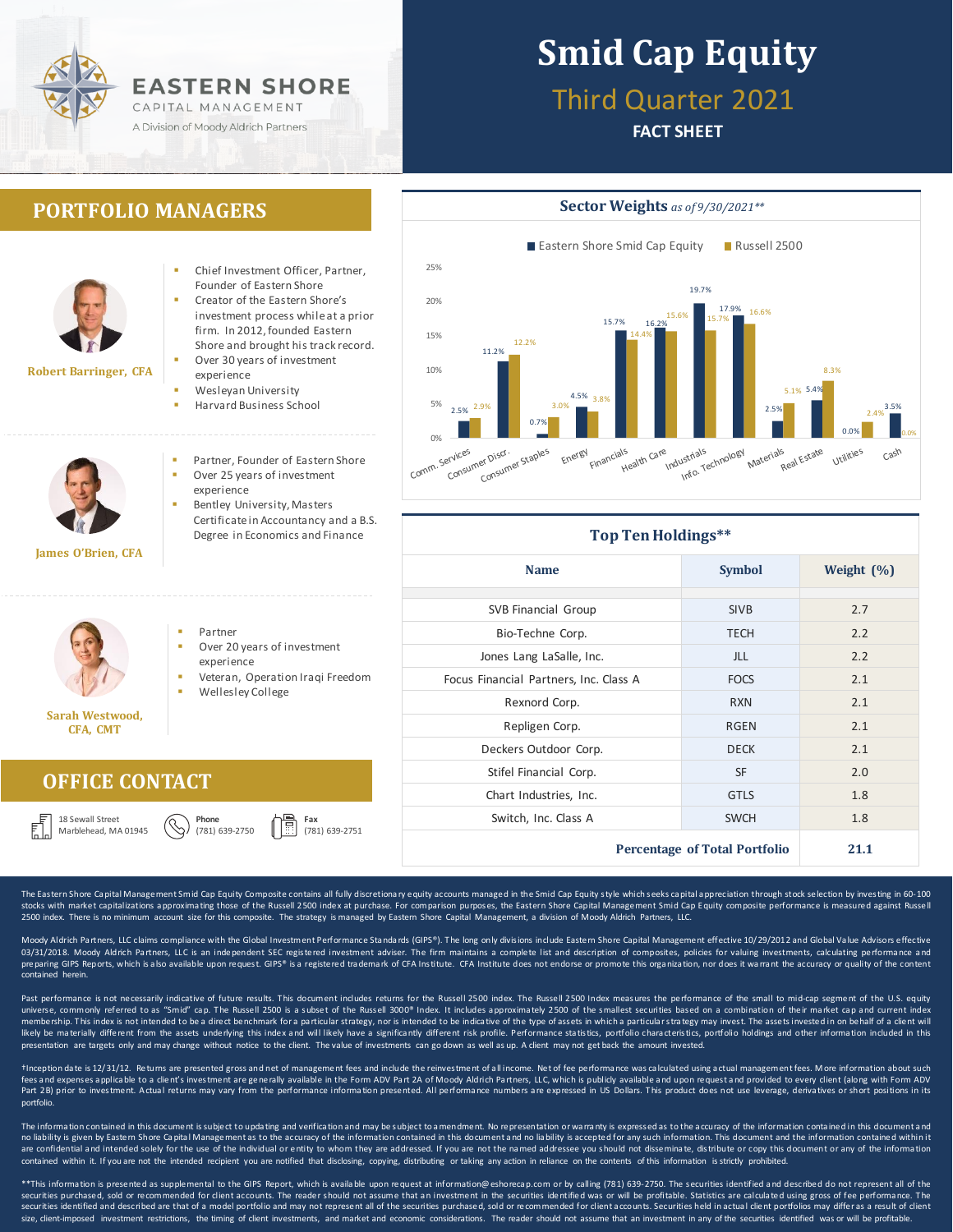# EASTERN SHORE

CAPITAL MANAGEMENT

A Division of Moody Aldrich Partners

# Smid Cap Equity

## Third Quarter 2021

**FACT SHEET**

## PORTFOLIO MANAGERS

**Robert Barringer, CFA**

- Chief Investment Officer, Partner, Founder of Eastern Shore
- Creator of the Eastern Shore's investment process while at a prior firm. In 2012, founded Eastern Shore and brought his track record.
- Over 30 years of investment experience
- Wesleyan University
- Harvard Business School

**James O'Brien, CFA**

- Partner, Founder of Eastern Shore
- Over 25 years of investment experience
- Bentley University, Masters Certificate in Accountancy and a B.S. Degree in Economics and Finance

**Sarah Westwood, CFA, CMT**

- Partner
- Over 20 years of investment experience
- Veteran, Operation Iraqi Freedom
- Wellesley College

## OFFICE CONTACT

18 Sewall Street
Marblehead, MA 01945

Phone
(781) 639-2750

Fax
(781) 639-2751

## Sector Weights *as of 9/30/2021***

Eastern Shore Smid Cap Equity
Russell 2500

25%
20%
15%
10%
5%
0%

Comm. Services: 2.5% 2.9%
Consumer Discr.: 11.2% 12.2%
Consumer Staples: 0.7% 3.0%
Energy: 4.5% 3.8%
Financials: 15.7% 14.4%
Health Care: 16.2% 15.6%
Industrials: 19.7% 15.7%
Info. Technology: 17.9% 16.6%
Materials: 2.5% 5.1%
Real Estate: 5.4% 8.3%
Utilities: 0.0% 2.4%
Cash: 3.5% 0.0%

## Top Ten Holdings**

| Name | Symbol | Weight (%) |
|---|---|---|
| SVB Financial Group | SIVB | 2.7 |
| Bio-Techne Corp. | TECH | 2.2 |
| Jones Lang LaSalle, Inc. | JLL | 2.2 |
| Focus Financial Partners, Inc. Class A | FOCS | 2.1 |
| Rexnord Corp. | RXN | 2.1 |
| Repligen Corp. | RGEN | 2.1 |
| Deckers Outdoor Corp. | DECK | 2.1 |
| Stifel Financial Corp. | SF | 2.0 |
| Chart Industries, Inc. | GTLS | 1.8 |
| Switch, Inc. Class A | SWCH | 1.8 |
| **Percentage of Total Portfolio** | | **21.1** |

The Eastern Shore Capital Management Smid Cap Equity Composite contains all fully discretionary equity accounts managed in the Smid Cap Equity style which seeks capital appreciation through stock selection by investing in 60-100 stocks with market capitalizations approximating those of the Russell 2500 index at purchase. For comparison purposes, the Eastern Shore Capital Management Smid Cap Equity composite performance is measured against Russell 2500 index. There is no minimum account size for this composite. The strategy is managed by Eastern Shore Capital Management, a division of Moody Aldrich Partners, LLC.

Moody Aldrich Partners, LLC claims compliance with the Global Investment Performance Standards (GIPS®). The long only divisions include Eastern Shore Capital Management effective 10/29/2012 and Global Value Advisors effective 03/31/2018. Moody Aldrich Partners, LLC is an independent SEC registered investment adviser. The firm maintains a complete list and description of composites, policies for valuing investments, calculating performance and preparing GIPS Reports, which is also available upon request. GIPS® is a registered trademark of CFA Institute. CFA Institute does not endorse or promote this organization, nor does it warrant the accuracy or quality of the content contained herein.

Past performance is not necessarily indicative of future results. This document includes returns for the Russell 2500 index. The Russell 2500 Index measures the performance of the small to mid-cap segment of the U.S. equity universe, commonly referred to as "Smid" cap. The Russell 2500 is a subset of the Russell 3000® Index. It includes approximately 2500 of the smallest securities based on a combination of their market cap and current index membership. This index is not intended to be a direct benchmark for a particular strategy, nor is intended to be indicative of the type of assets in which a particular strategy may invest. The assets invested in on behalf of a client will likely be materially different from the assets underlying this index and will likely have a significantly different risk profile. Performance statistics, portfolio characteristics, portfolio holdings and other information included in this presentation are targets only and may change without notice to the client. The value of investments can go down as well as up. A client may not get back the amount invested.

†Inception date is 12/31/12. Returns are presented gross and net of management fees and include the reinvestment of all income. Net of fee performance was calculated using actual management fees. More information about such fees and expenses applicable to a client's investment are generally available in the Form ADV Part 2A of Moody Aldrich Partners, LLC, which is publicly available and upon request and provided to every client (along with Form ADV Part 2B) prior to investment. Actual returns may vary from the performance information presented. All performance numbers are expressed in US Dollars. This product does not use leverage, derivatives or short positions in its portfolio.

The information contained in this document is subject to updating and verification and may be subject to amendment. No representation or warranty is expressed as to the accuracy of the information contained in this document and no liability is given by Eastern Shore Capital Management as to the accuracy of the information contained in this document and no liability is accepted for any such information. This document and the information contained within it are confidential and intended solely for the use of the individual or entity to whom they are addressed. If you are not the named addressee you should not disseminate, distribute or copy this document or any of the information contained within it. If you are not the intended recipient you are notified that disclosing, copying, distributing or taking any action in reliance on the contents of this information is strictly prohibited.

**This information is presented as supplemental to the GIPS Report, which is available upon request at information@eshorecap.com or by calling (781) 639-2750. The securities identified and described do not represent all of the securities purchased, sold or recommended for client accounts. The reader should not assume that an investment in the securities identified was or will be profitable. Statistics are calculated using gross of fee performance. The securities identified and described are that of a model portfolio and may not represent all of the securities purchased, sold or recommended for client accounts. Securities held in actual client portfolios may differ as a result of client size, client-imposed investment restrictions, the timing of client investments, and market and economic considerations. The reader should not assume that an investment in any of the securities identified was or will be profitable.